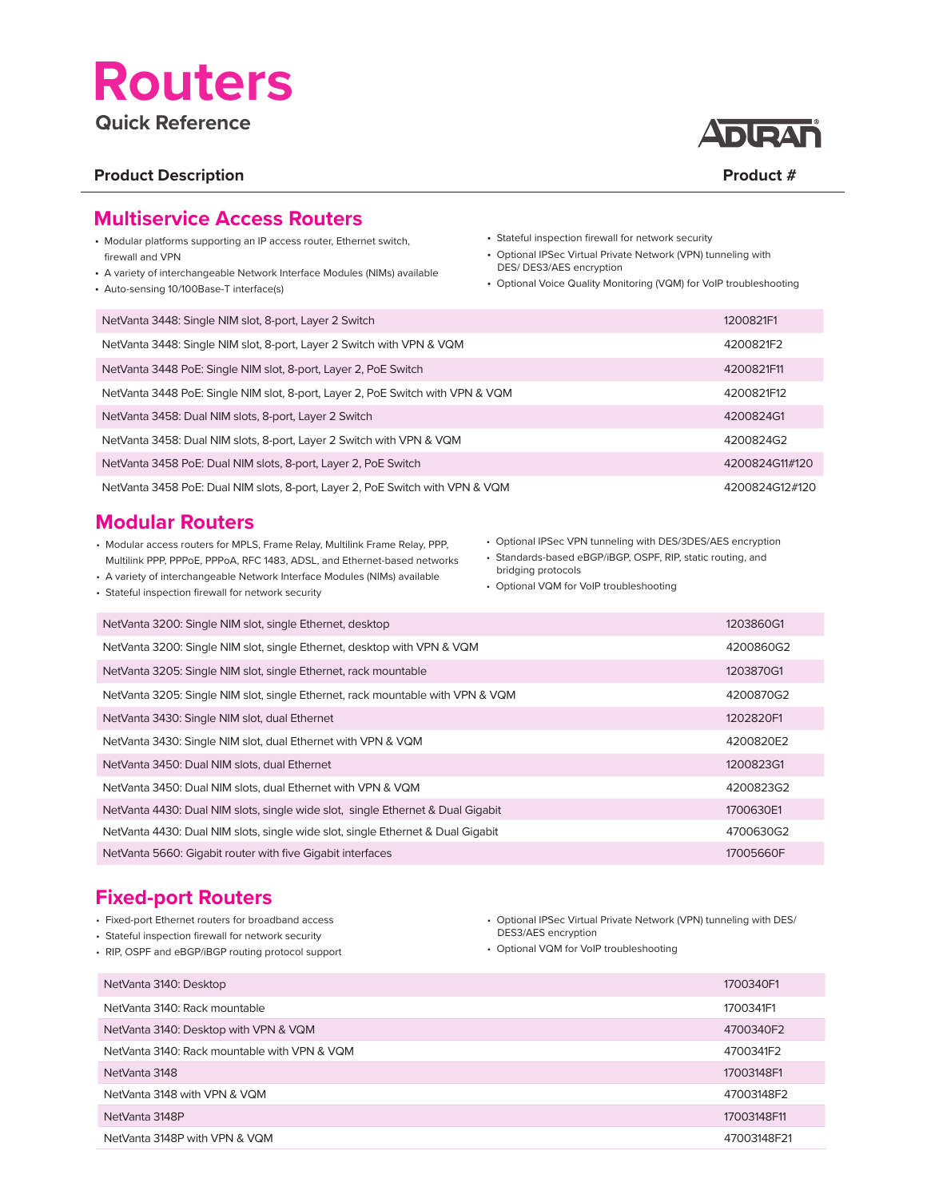# Routers

**Quick Reference**

ADTRAN

| Product Description | Product # |
|---|---|

## Multiservice Access Routers

- Modular platforms supporting an IP access router, Ethernet switch, firewall and VPN
- A variety of interchangeable Network Interface Modules (NIMs) available
- Auto-sensing 10/100Base-T interface(s)
- Stateful inspection firewall for network security
- Optional IPSec Virtual Private Network (VPN) tunneling with DES/ DES3/AES encryption
- Optional Voice Quality Monitoring (VQM) for VoIP troubleshooting

| Product Description | Product # |
|---|---|
| NetVanta 3448: Single NIM slot, 8-port, Layer 2 Switch | 1200821F1 |
| NetVanta 3448: Single NIM slot, 8-port, Layer 2 Switch with VPN & VQM | 4200821F2 |
| NetVanta 3448 PoE: Single NIM slot, 8-port, Layer 2, PoE Switch | 4200821F11 |
| NetVanta 3448 PoE: Single NIM slot, 8-port, Layer 2, PoE Switch with VPN & VQM | 4200821F12 |
| NetVanta 3458: Dual NIM slots, 8-port, Layer 2 Switch | 4200824G1 |
| NetVanta 3458: Dual NIM slots, 8-port, Layer 2 Switch with VPN & VQM | 4200824G2 |
| NetVanta 3458 PoE: Dual NIM slots, 8-port, Layer 2, PoE Switch | 4200824G11#120 |
| NetVanta 3458 PoE: Dual NIM slots, 8-port, Layer 2, PoE Switch with VPN & VQM | 4200824G12#120 |

## Modular Routers

- Modular access routers for MPLS, Frame Relay, Multilink Frame Relay, PPP, Multilink PPP, PPPoE, PPPoA, RFC 1483, ADSL, and Ethernet-based networks
- A variety of interchangeable Network Interface Modules (NIMs) available
- Stateful inspection firewall for network security
- Optional IPSec VPN tunneling with DES/3DES/AES encryption
- Standards-based eBGP/iBGP, OSPF, RIP, static routing, and bridging protocols
- Optional VQM for VoIP troubleshooting

| Product Description | Product # |
|---|---|
| NetVanta 3200: Single NIM slot, single Ethernet, desktop | 1203860G1 |
| NetVanta 3200: Single NIM slot, single Ethernet, desktop with VPN & VQM | 4200860G2 |
| NetVanta 3205: Single NIM slot, single Ethernet, rack mountable | 1203870G1 |
| NetVanta 3205: Single NIM slot, single Ethernet, rack mountable with VPN & VQM | 4200870G2 |
| NetVanta 3430: Single NIM slot, dual Ethernet | 1202820F1 |
| NetVanta 3430: Single NIM slot, dual Ethernet with VPN & VQM | 4200820E2 |
| NetVanta 3450: Dual NIM slots, dual Ethernet | 1200823G1 |
| NetVanta 3450: Dual NIM slots, dual Ethernet with VPN & VQM | 4200823G2 |
| NetVanta 4430: Dual NIM slots, single wide slot, single Ethernet & Dual Gigabit | 1700630E1 |
| NetVanta 4430: Dual NIM slots, single wide slot, single Ethernet & Dual Gigabit | 4700630G2 |
| NetVanta 5660: Gigabit router with five Gigabit interfaces | 17005660F |

## Fixed-port Routers

- Fixed-port Ethernet routers for broadband access
- Stateful inspection firewall for network security
- RIP, OSPF and eBGP/iBGP routing protocol support
- Optional IPSec Virtual Private Network (VPN) tunneling with DES/ DES3/AES encryption
- Optional VQM for VoIP troubleshooting

| Product Description | Product # |
|---|---|
| NetVanta 3140: Desktop | 1700340F1 |
| NetVanta 3140: Rack mountable | 1700341F1 |
| NetVanta 3140: Desktop with VPN & VQM | 4700340F2 |
| NetVanta 3140: Rack mountable with VPN & VQM | 4700341F2 |
| NetVanta 3148 | 17003148F1 |
| NetVanta 3148 with VPN & VQM | 47003148F2 |
| NetVanta 3148P | 17003148F11 |
| NetVanta 3148P with VPN & VQM | 47003148F21 |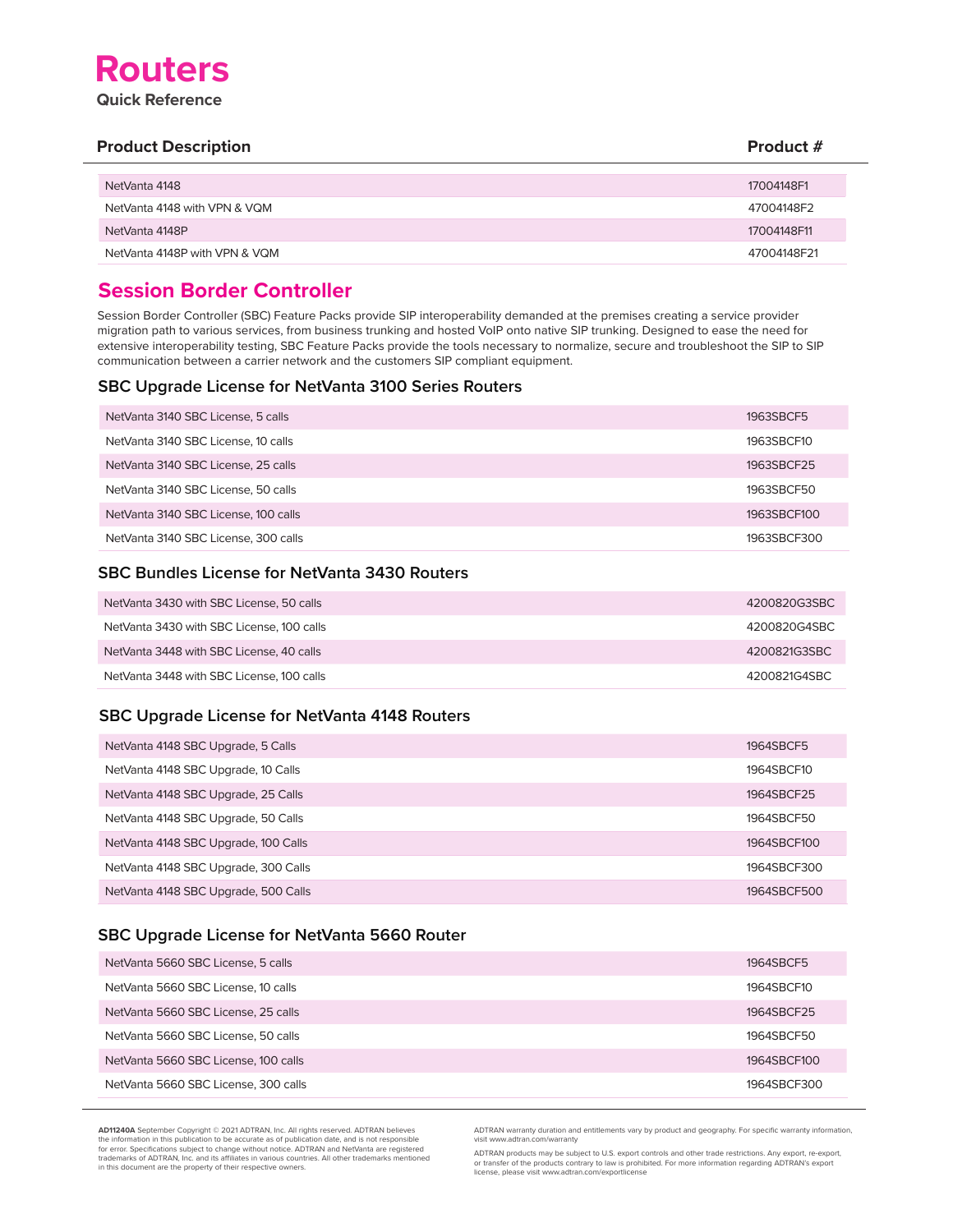# Routers

**Quick Reference**

| Product Description | Product # |
|---|---|
| NetVanta 4148 | 17004148F1 |
| NetVanta 4148 with VPN & VQM | 47004148F2 |
| NetVanta 4148P | 17004148F11 |
| NetVanta 4148P with VPN & VQM | 47004148F21 |

## Session Border Controller

Session Border Controller (SBC) Feature Packs provide SIP interoperability demanded at the premises creating a service provider migration path to various services, from business trunking and hosted VoIP onto native SIP trunking. Designed to ease the need for extensive interoperability testing, SBC Feature Packs provide the tools necessary to normalize, secure and troubleshoot the SIP to SIP communication between a carrier network and the customers SIP compliant equipment.

### SBC Upgrade License for NetVanta 3100 Series Routers

| | |
|---|---|
| NetVanta 3140 SBC License, 5 calls | 1963SBCF5 |
| NetVanta 3140 SBC License, 10 calls | 1963SBCF10 |
| NetVanta 3140 SBC License, 25 calls | 1963SBCF25 |
| NetVanta 3140 SBC License, 50 calls | 1963SBCF50 |
| NetVanta 3140 SBC License, 100 calls | 1963SBCF100 |
| NetVanta 3140 SBC License, 300 calls | 1963SBCF300 |

### SBC Bundles License for NetVanta 3430 Routers

| | |
|---|---|
| NetVanta 3430 with SBC License, 50 calls | 4200820G3SBC |
| NetVanta 3430 with SBC License, 100 calls | 4200820G4SBC |
| NetVanta 3448 with SBC License, 40 calls | 4200821G3SBC |
| NetVanta 3448 with SBC License, 100 calls | 4200821G4SBC |

### SBC Upgrade License for NetVanta 4148 Routers

| | |
|---|---|
| NetVanta 4148 SBC Upgrade, 5 Calls | 1964SBCF5 |
| NetVanta 4148 SBC Upgrade, 10 Calls | 1964SBCF10 |
| NetVanta 4148 SBC Upgrade, 25 Calls | 1964SBCF25 |
| NetVanta 4148 SBC Upgrade, 50 Calls | 1964SBCF50 |
| NetVanta 4148 SBC Upgrade, 100 Calls | 1964SBCF100 |
| NetVanta 4148 SBC Upgrade, 300 Calls | 1964SBCF300 |
| NetVanta 4148 SBC Upgrade, 500 Calls | 1964SBCF500 |

### SBC Upgrade License for NetVanta 5660 Router

| | |
|---|---|
| NetVanta 5660 SBC License, 5 calls | 1964SBCF5 |
| NetVanta 5660 SBC License, 10 calls | 1964SBCF10 |
| NetVanta 5660 SBC License, 25 calls | 1964SBCF25 |
| NetVanta 5660 SBC License, 50 calls | 1964SBCF50 |
| NetVanta 5660 SBC License, 100 calls | 1964SBCF100 |
| NetVanta 5660 SBC License, 300 calls | 1964SBCF300 |

**AD11240A** September Copyright © 2021 ADTRAN, Inc. All rights reserved. ADTRAN believes the information in this publication to be accurate as of publication date, and is not responsible for error. Specifications subject to change without notice. ADTRAN and NetVanta are registered trademarks of ADTRAN, Inc. and its affiliates in various countries. All other trademarks mentioned in this document are the property of their respective owners.

ADTRAN warranty duration and entitlements vary by product and geography. For specific warranty information, visit www.adtran.com/warranty

ADTRAN products may be subject to U.S. export controls and other trade restrictions. Any export, re-export, or transfer of the products contrary to law is prohibited. For more information regarding ADTRAN's export license, please visit www.adtran.com/exportlicense